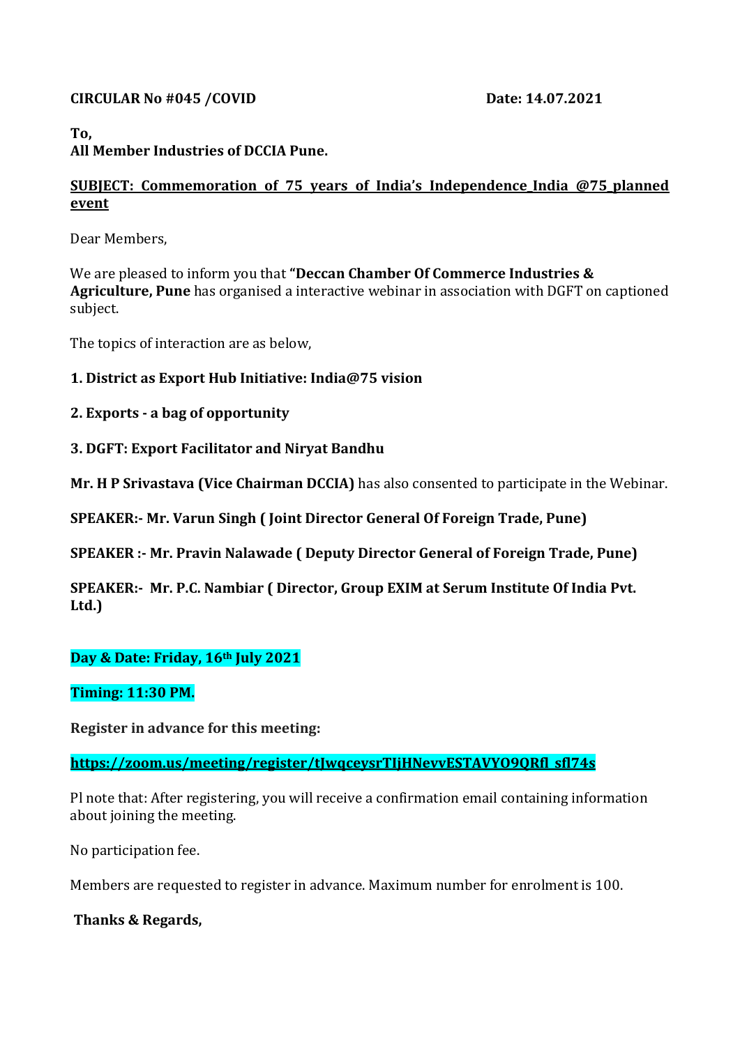**CIRCULAR No #045 /COVID** **Date: 14.07.2021**

**To,**
**All Member Industries of DCCIA Pune.**

**SUBJECT: Commemoration of 75 years of India's Independence_India @75_planned event**

Dear Members,

We are pleased to inform you that **"Deccan Chamber Of Commerce Industries & Agriculture, Pune** has organised a interactive webinar in association with DGFT on captioned subject.

The topics of interaction are as below,

**1. District as Export Hub Initiative: India@75 vision**

**2. Exports - a bag of opportunity**

**3. DGFT: Export Facilitator and Niryat Bandhu**

**Mr. H P Srivastava (Vice Chairman DCCIA)** has also consented to participate in the Webinar.

**SPEAKER:- Mr. Varun Singh ( Joint Director General Of Foreign Trade, Pune)**

**SPEAKER :- Mr. Pravin Nalawade ( Deputy Director General of Foreign Trade, Pune)**

**SPEAKER:- Mr. P.C. Nambiar ( Director, Group EXIM at Serum Institute Of India Pvt. Ltd.)**

**Day & Date: Friday, 16th July 2021**

**Timing: 11:30 PM.**

**Register in advance for this meeting:**

**https://zoom.us/meeting/register/tJwqceysrTIjHNevvESTAVYO9QRfl_sfl74s**

Pl note that: After registering, you will receive a confirmation email containing information about joining the meeting.

No participation fee.

Members are requested to register in advance. Maximum number for enrolment is 100.

**Thanks & Regards,**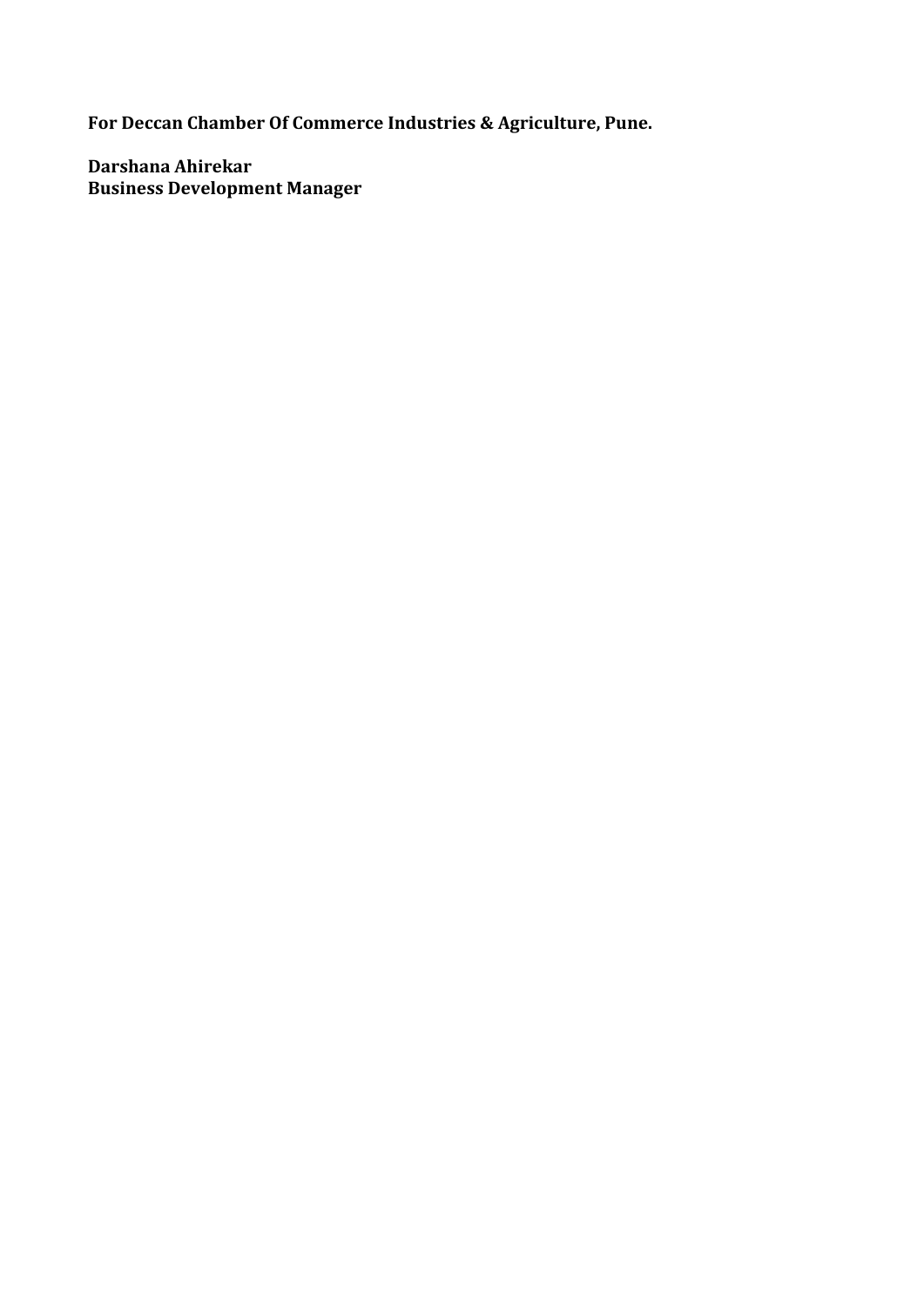**For Deccan Chamber Of Commerce Industries & Agriculture, Pune.**

**Darshana Ahirekar**
**Business Development Manager**